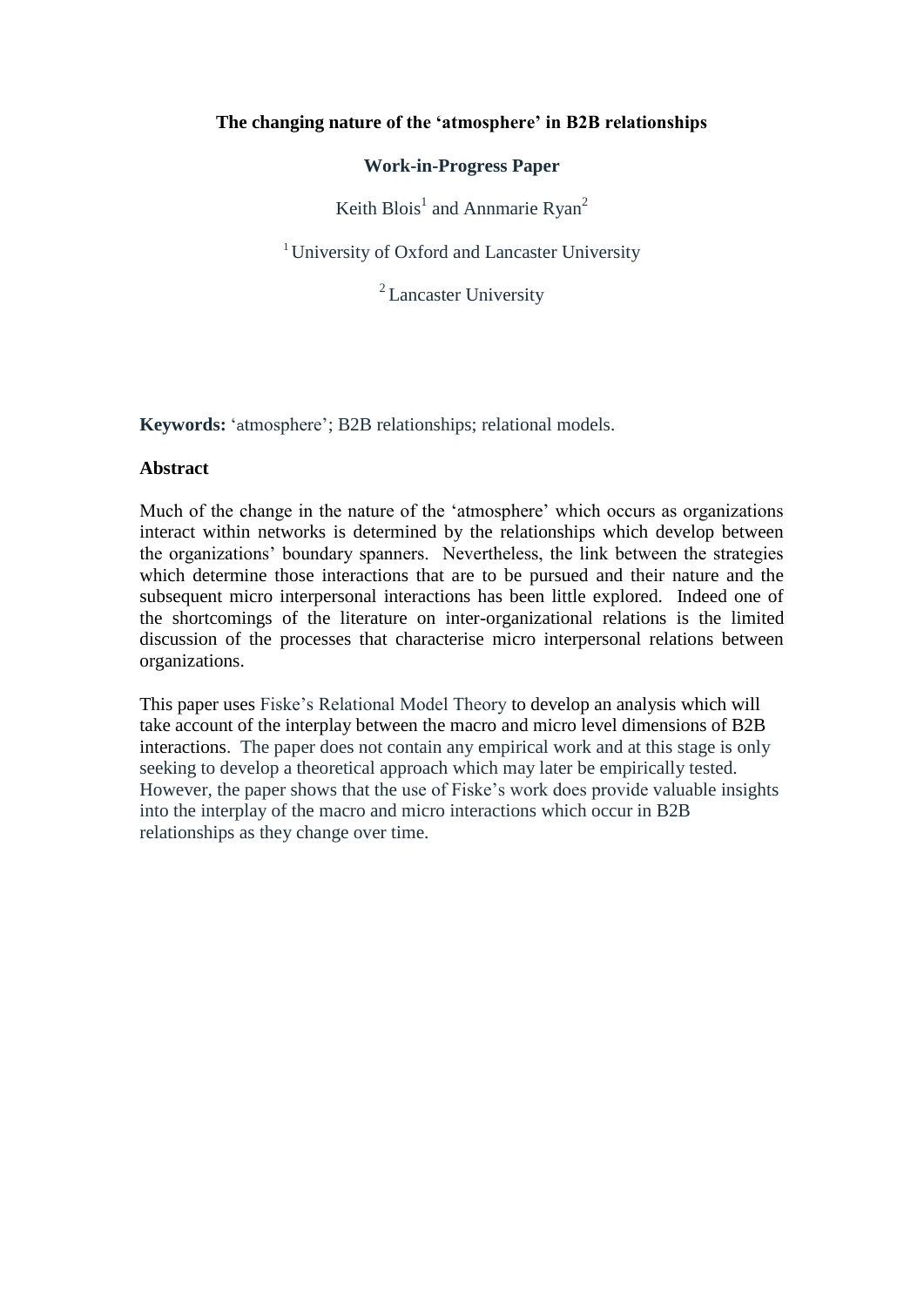# The changing nature of the 'atmosphere' in B2B relationships

**Work-in-Progress Paper**

Keith Blois[1] and Annmarie Ryan[2]

[1] University of Oxford and Lancaster University

[2] Lancaster University

**Keywords:** 'atmosphere'; B2B relationships; relational models.

## Abstract

Much of the change in the nature of the 'atmosphere' which occurs as organizations interact within networks is determined by the relationships which develop between the organizations' boundary spanners. Nevertheless, the link between the strategies which determine those interactions that are to be pursued and their nature and the subsequent micro interpersonal interactions has been little explored. Indeed one of the shortcomings of the literature on inter-organizational relations is the limited discussion of the processes that characterise micro interpersonal relations between organizations.

This paper uses Fiske's Relational Model Theory to develop an analysis which will take account of the interplay between the macro and micro level dimensions of B2B interactions. The paper does not contain any empirical work and at this stage is only seeking to develop a theoretical approach which may later be empirically tested. However, the paper shows that the use of Fiske's work does provide valuable insights into the interplay of the macro and micro interactions which occur in B2B relationships as they change over time.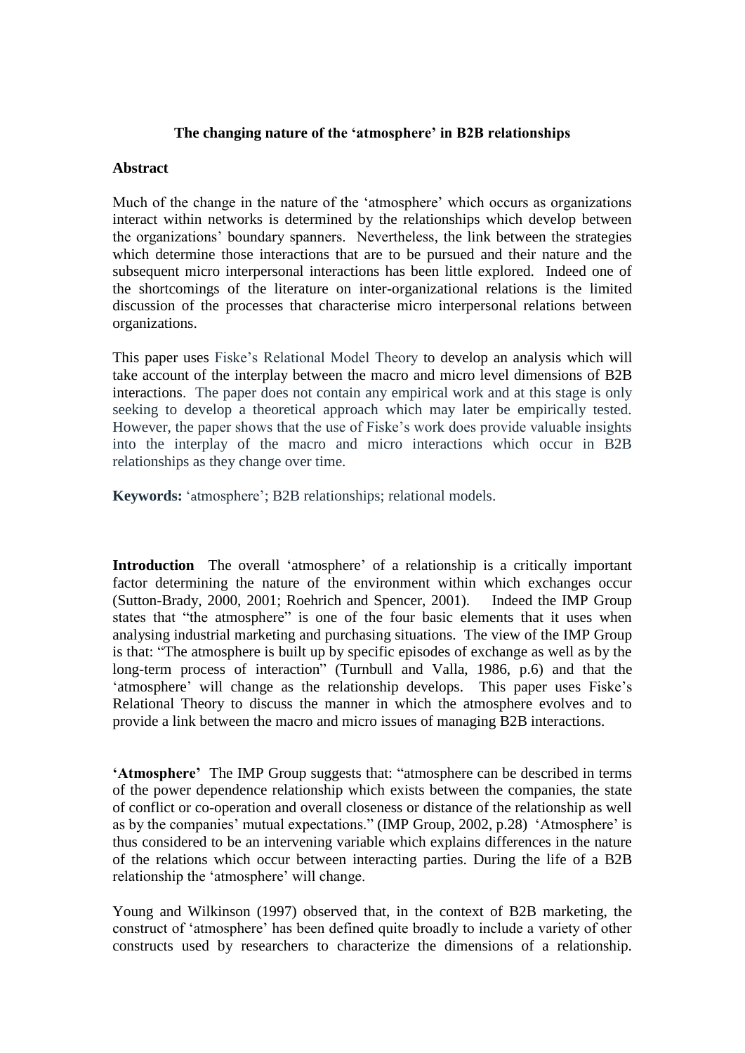**The changing nature of the 'atmosphere' in B2B relationships**

**Abstract**

Much of the change in the nature of the 'atmosphere' which occurs as organizations interact within networks is determined by the relationships which develop between the organizations' boundary spanners. Nevertheless, the link between the strategies which determine those interactions that are to be pursued and their nature and the subsequent micro interpersonal interactions has been little explored. Indeed one of the shortcomings of the literature on inter-organizational relations is the limited discussion of the processes that characterise micro interpersonal relations between organizations.

This paper uses Fiske's Relational Model Theory to develop an analysis which will take account of the interplay between the macro and micro level dimensions of B2B interactions. The paper does not contain any empirical work and at this stage is only seeking to develop a theoretical approach which may later be empirically tested. However, the paper shows that the use of Fiske's work does provide valuable insights into the interplay of the macro and micro interactions which occur in B2B relationships as they change over time.

**Keywords:** 'atmosphere'; B2B relationships; relational models.

**Introduction** The overall 'atmosphere' of a relationship is a critically important factor determining the nature of the environment within which exchanges occur (Sutton-Brady, 2000, 2001; Roehrich and Spencer, 2001). Indeed the IMP Group states that "the atmosphere" is one of the four basic elements that it uses when analysing industrial marketing and purchasing situations. The view of the IMP Group is that: "The atmosphere is built up by specific episodes of exchange as well as by the long-term process of interaction" (Turnbull and Valla, 1986, p.6) and that the 'atmosphere' will change as the relationship develops. This paper uses Fiske's Relational Theory to discuss the manner in which the atmosphere evolves and to provide a link between the macro and micro issues of managing B2B interactions.

**'Atmosphere'** The IMP Group suggests that: "atmosphere can be described in terms of the power dependence relationship which exists between the companies, the state of conflict or co-operation and overall closeness or distance of the relationship as well as by the companies' mutual expectations." (IMP Group, 2002, p.28) 'Atmosphere' is thus considered to be an intervening variable which explains differences in the nature of the relations which occur between interacting parties. During the life of a B2B relationship the 'atmosphere' will change.

Young and Wilkinson (1997) observed that, in the context of B2B marketing, the construct of 'atmosphere' has been defined quite broadly to include a variety of other constructs used by researchers to characterize the dimensions of a relationship.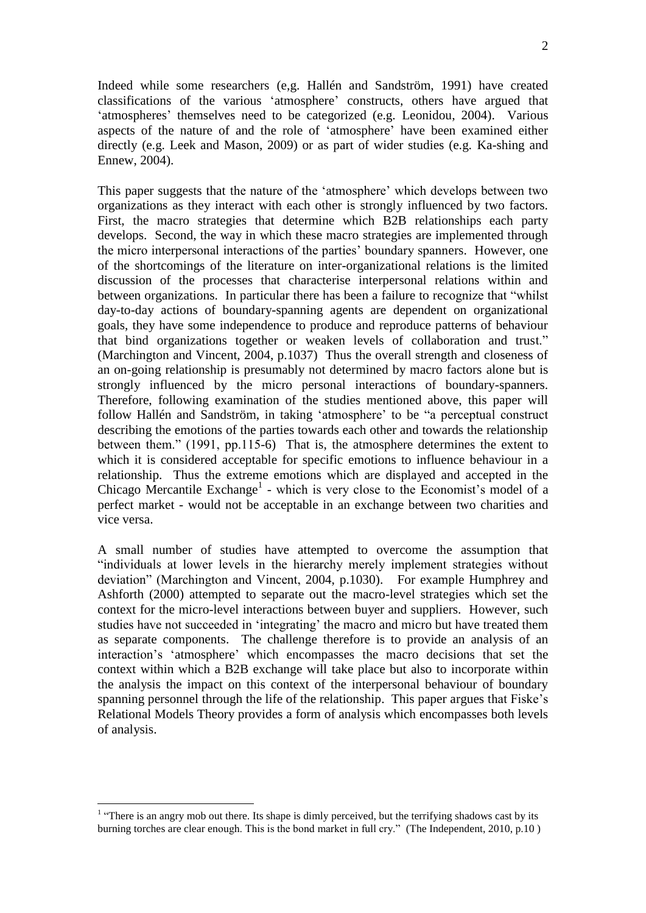Indeed while some researchers (e,g. Hallén and Sandström, 1991) have created classifications of the various 'atmosphere' constructs, others have argued that 'atmospheres' themselves need to be categorized (e.g. Leonidou, 2004). Various aspects of the nature of and the role of 'atmosphere' have been examined either directly (e.g. Leek and Mason, 2009) or as part of wider studies (e.g. Ka-shing and Ennew, 2004).

This paper suggests that the nature of the 'atmosphere' which develops between two organizations as they interact with each other is strongly influenced by two factors. First, the macro strategies that determine which B2B relationships each party develops. Second, the way in which these macro strategies are implemented through the micro interpersonal interactions of the parties' boundary spanners. However, one of the shortcomings of the literature on inter-organizational relations is the limited discussion of the processes that characterise interpersonal relations within and between organizations. In particular there has been a failure to recognize that "whilst day-to-day actions of boundary-spanning agents are dependent on organizational goals, they have some independence to produce and reproduce patterns of behaviour that bind organizations together or weaken levels of collaboration and trust." (Marchington and Vincent, 2004, p.1037) Thus the overall strength and closeness of an on-going relationship is presumably not determined by macro factors alone but is strongly influenced by the micro personal interactions of boundary-spanners. Therefore, following examination of the studies mentioned above, this paper will follow Hallén and Sandström, in taking 'atmosphere' to be "a perceptual construct describing the emotions of the parties towards each other and towards the relationship between them." (1991, pp.115-6) That is, the atmosphere determines the extent to which it is considered acceptable for specific emotions to influence behaviour in a relationship. Thus the extreme emotions which are displayed and accepted in the Chicago Mercantile Exchange[1] - which is very close to the Economist's model of a perfect market - would not be acceptable in an exchange between two charities and vice versa.

A small number of studies have attempted to overcome the assumption that "individuals at lower levels in the hierarchy merely implement strategies without deviation" (Marchington and Vincent, 2004, p.1030). For example Humphrey and Ashforth (2000) attempted to separate out the macro-level strategies which set the context for the micro-level interactions between buyer and suppliers. However, such studies have not succeeded in 'integrating' the macro and micro but have treated them as separate components. The challenge therefore is to provide an analysis of an interaction's 'atmosphere' which encompasses the macro decisions that set the context within which a B2B exchange will take place but also to incorporate within the analysis the impact on this context of the interpersonal behaviour of boundary spanning personnel through the life of the relationship. This paper argues that Fiske's Relational Models Theory provides a form of analysis which encompasses both levels of analysis.

---

[1] "There is an angry mob out there. Its shape is dimly perceived, but the terrifying shadows cast by its burning torches are clear enough. This is the bond market in full cry." (The Independent, 2010, p.10 )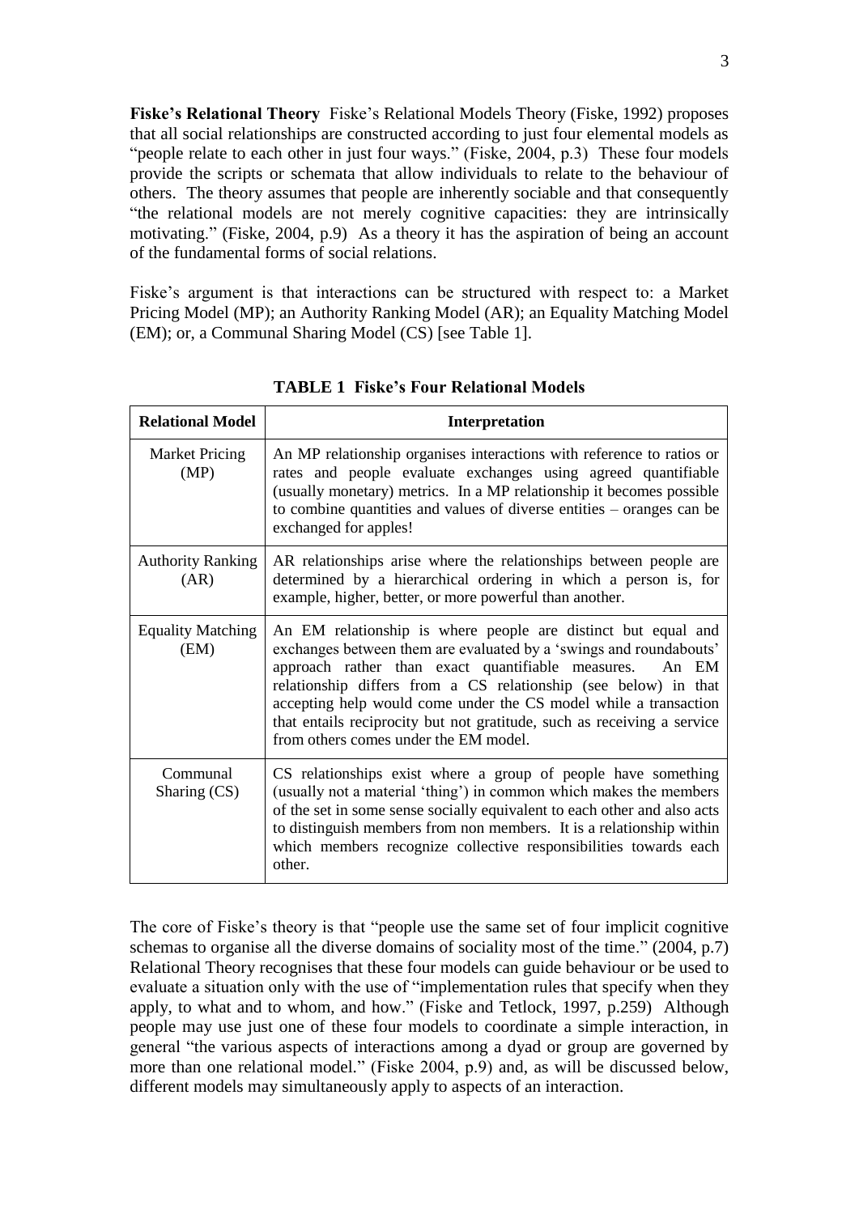**Fiske's Relational Theory** Fiske's Relational Models Theory (Fiske, 1992) proposes that all social relationships are constructed according to just four elemental models as "people relate to each other in just four ways." (Fiske, 2004, p.3) These four models provide the scripts or schemata that allow individuals to relate to the behaviour of others. The theory assumes that people are inherently sociable and that consequently "the relational models are not merely cognitive capacities: they are intrinsically motivating." (Fiske, 2004, p.9) As a theory it has the aspiration of being an account of the fundamental forms of social relations.

Fiske's argument is that interactions can be structured with respect to: a Market Pricing Model (MP); an Authority Ranking Model (AR); an Equality Matching Model (EM); or, a Communal Sharing Model (CS) [see Table 1].

**TABLE 1 Fiske's Four Relational Models**

| Relational Model | Interpretation |
|---|---|
| Market Pricing (MP) | An MP relationship organises interactions with reference to ratios or rates and people evaluate exchanges using agreed quantifiable (usually monetary) metrics. In a MP relationship it becomes possible to combine quantities and values of diverse entities – oranges can be exchanged for apples! |
| Authority Ranking (AR) | AR relationships arise where the relationships between people are determined by a hierarchical ordering in which a person is, for example, higher, better, or more powerful than another. |
| Equality Matching (EM) | An EM relationship is where people are distinct but equal and exchanges between them are evaluated by a 'swings and roundabouts' approach rather than exact quantifiable measures. An EM relationship differs from a CS relationship (see below) in that accepting help would come under the CS model while a transaction that entails reciprocity but not gratitude, such as receiving a service from others comes under the EM model. |
| Communal Sharing (CS) | CS relationships exist where a group of people have something (usually not a material 'thing') in common which makes the members of the set in some sense socially equivalent to each other and also acts to distinguish members from non members. It is a relationship within which members recognize collective responsibilities towards each other. |

The core of Fiske's theory is that "people use the same set of four implicit cognitive schemas to organise all the diverse domains of sociality most of the time." (2004, p.7) Relational Theory recognises that these four models can guide behaviour or be used to evaluate a situation only with the use of "implementation rules that specify when they apply, to what and to whom, and how." (Fiske and Tetlock, 1997, p.259) Although people may use just one of these four models to coordinate a simple interaction, in general "the various aspects of interactions among a dyad or group are governed by more than one relational model." (Fiske 2004, p.9) and, as will be discussed below, different models may simultaneously apply to aspects of an interaction.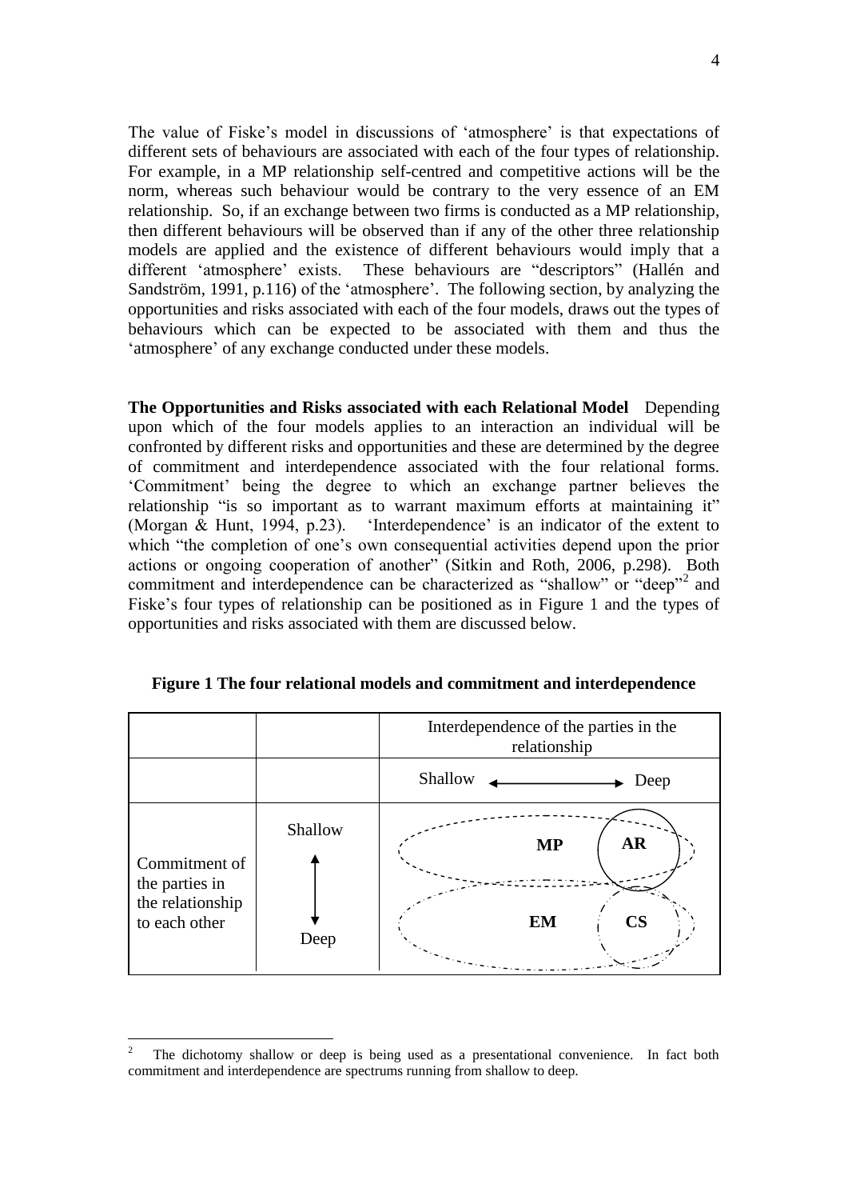The value of Fiske's model in discussions of 'atmosphere' is that expectations of different sets of behaviours are associated with each of the four types of relationship. For example, in a MP relationship self-centred and competitive actions will be the norm, whereas such behaviour would be contrary to the very essence of an EM relationship. So, if an exchange between two firms is conducted as a MP relationship, then different behaviours will be observed than if any of the other three relationship models are applied and the existence of different behaviours would imply that a different 'atmosphere' exists. These behaviours are "descriptors" (Hallén and Sandström, 1991, p.116) of the 'atmosphere'. The following section, by analyzing the opportunities and risks associated with each of the four models, draws out the types of behaviours which can be expected to be associated with them and thus the 'atmosphere' of any exchange conducted under these models.

**The Opportunities and Risks associated with each Relational Model** Depending upon which of the four models applies to an interaction an individual will be confronted by different risks and opportunities and these are determined by the degree of commitment and interdependence associated with the four relational forms. 'Commitment' being the degree to which an exchange partner believes the relationship "is so important as to warrant maximum efforts at maintaining it" (Morgan & Hunt, 1994, p.23). 'Interdependence' is an indicator of the extent to which "the completion of one's own consequential activities depend upon the prior actions or ongoing cooperation of another" (Sitkin and Roth, 2006, p.298). Both commitment and interdependence can be characterized as "shallow" or "deep"[2] and Fiske's four types of relationship can be positioned as in Figure 1 and the types of opportunities and risks associated with them are discussed below.

**Figure 1 The four relational models and commitment and interdependence**

| | | Interdependence of the parties in the relationship | |
|---|---|---|---|
| | | Shallow ⟵ | ⟶ Deep |
| Commitment of the parties in the relationship to each other | Shallow | MP | AR |
| | ↕ Deep | EM | CS |

[2] The dichotomy shallow or deep is being used as a presentational convenience. In fact both commitment and interdependence are spectrums running from shallow to deep.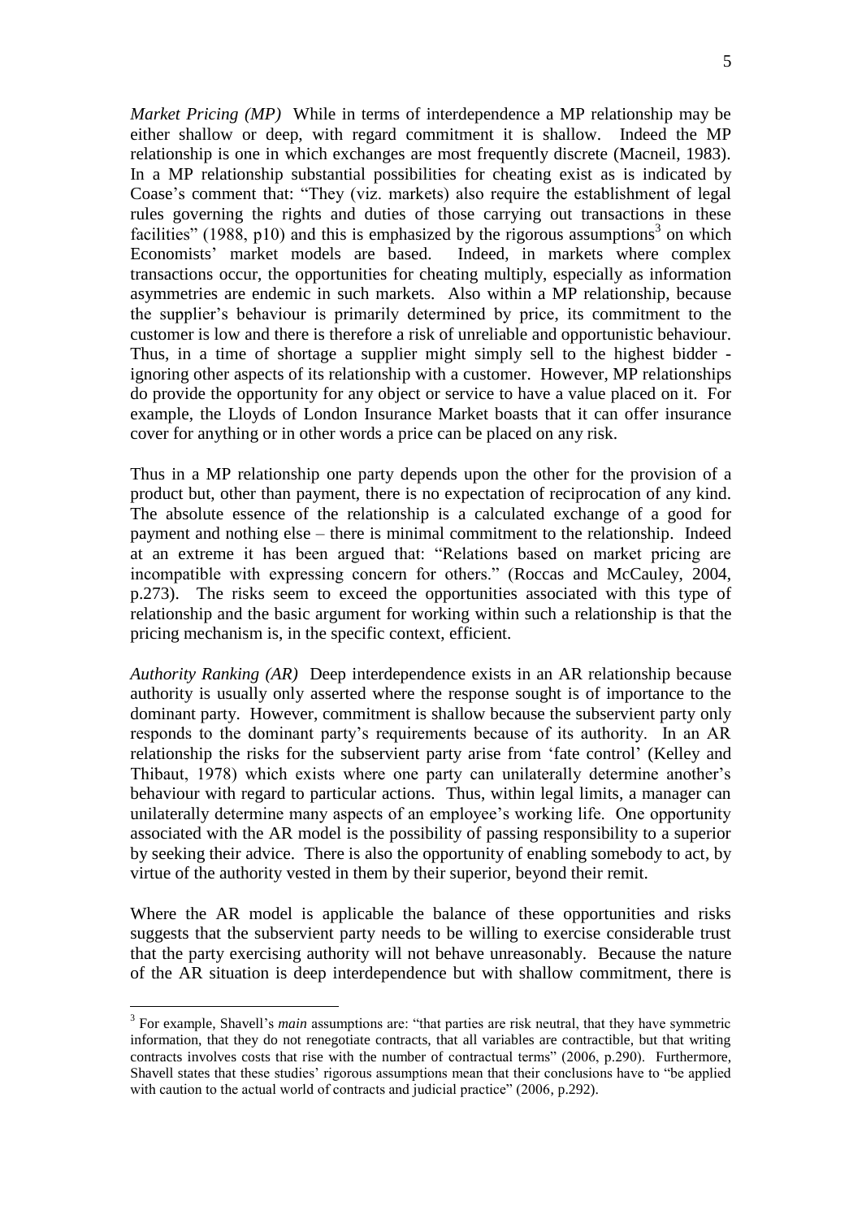*Market Pricing (MP)* While in terms of interdependence a MP relationship may be either shallow or deep, with regard commitment it is shallow. Indeed the MP relationship is one in which exchanges are most frequently discrete (Macneil, 1983). In a MP relationship substantial possibilities for cheating exist as is indicated by Coase's comment that: "They (viz. markets) also require the establishment of legal rules governing the rights and duties of those carrying out transactions in these facilities" (1988, p10) and this is emphasized by the rigorous assumptions[3] on which Economists' market models are based. Indeed, in markets where complex transactions occur, the opportunities for cheating multiply, especially as information asymmetries are endemic in such markets. Also within a MP relationship, because the supplier's behaviour is primarily determined by price, its commitment to the customer is low and there is therefore a risk of unreliable and opportunistic behaviour. Thus, in a time of shortage a supplier might simply sell to the highest bidder - ignoring other aspects of its relationship with a customer. However, MP relationships do provide the opportunity for any object or service to have a value placed on it. For example, the Lloyds of London Insurance Market boasts that it can offer insurance cover for anything or in other words a price can be placed on any risk.

Thus in a MP relationship one party depends upon the other for the provision of a product but, other than payment, there is no expectation of reciprocation of any kind. The absolute essence of the relationship is a calculated exchange of a good for payment and nothing else – there is minimal commitment to the relationship. Indeed at an extreme it has been argued that: "Relations based on market pricing are incompatible with expressing concern for others." (Roccas and McCauley, 2004, p.273). The risks seem to exceed the opportunities associated with this type of relationship and the basic argument for working within such a relationship is that the pricing mechanism is, in the specific context, efficient.

*Authority Ranking (AR)* Deep interdependence exists in an AR relationship because authority is usually only asserted where the response sought is of importance to the dominant party. However, commitment is shallow because the subservient party only responds to the dominant party's requirements because of its authority. In an AR relationship the risks for the subservient party arise from 'fate control' (Kelley and Thibaut, 1978) which exists where one party can unilaterally determine another's behaviour with regard to particular actions. Thus, within legal limits, a manager can unilaterally determine many aspects of an employee's working life. One opportunity associated with the AR model is the possibility of passing responsibility to a superior by seeking their advice. There is also the opportunity of enabling somebody to act, by virtue of the authority vested in them by their superior, beyond their remit.

Where the AR model is applicable the balance of these opportunities and risks suggests that the subservient party needs to be willing to exercise considerable trust that the party exercising authority will not behave unreasonably. Because the nature of the AR situation is deep interdependence but with shallow commitment, there is

---

[3] For example, Shavell's *main* assumptions are: "that parties are risk neutral, that they have symmetric information, that they do not renegotiate contracts, that all variables are contractible, but that writing contracts involves costs that rise with the number of contractual terms" (2006, p.290). Furthermore, Shavell states that these studies' rigorous assumptions mean that their conclusions have to "be applied with caution to the actual world of contracts and judicial practice" (2006, p.292).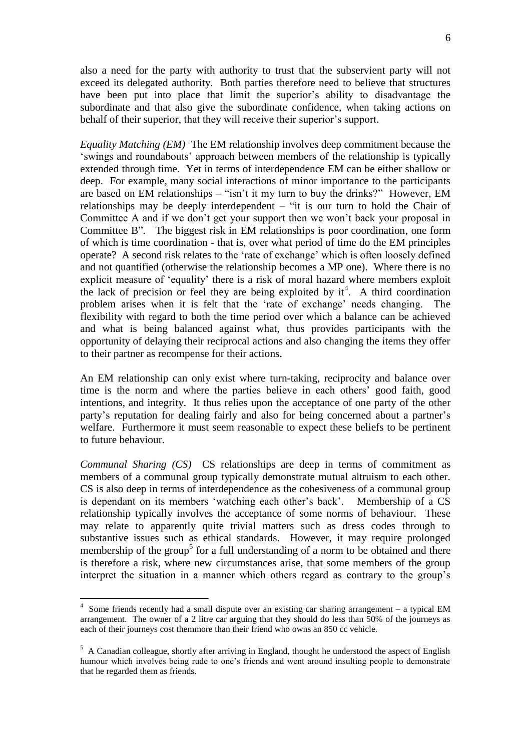also a need for the party with authority to trust that the subservient party will not exceed its delegated authority. Both parties therefore need to believe that structures have been put into place that limit the superior's ability to disadvantage the subordinate and that also give the subordinate confidence, when taking actions on behalf of their superior, that they will receive their superior's support.

*Equality Matching (EM)* The EM relationship involves deep commitment because the 'swings and roundabouts' approach between members of the relationship is typically extended through time. Yet in terms of interdependence EM can be either shallow or deep. For example, many social interactions of minor importance to the participants are based on EM relationships – "isn't it my turn to buy the drinks?" However, EM relationships may be deeply interdependent – "it is our turn to hold the Chair of Committee A and if we don't get your support then we won't back your proposal in Committee B". The biggest risk in EM relationships is poor coordination, one form of which is time coordination - that is, over what period of time do the EM principles operate? A second risk relates to the 'rate of exchange' which is often loosely defined and not quantified (otherwise the relationship becomes a MP one). Where there is no explicit measure of 'equality' there is a risk of moral hazard where members exploit the lack of precision or feel they are being exploited by it[4]. A third coordination problem arises when it is felt that the 'rate of exchange' needs changing. The flexibility with regard to both the time period over which a balance can be achieved and what is being balanced against what, thus provides participants with the opportunity of delaying their reciprocal actions and also changing the items they offer to their partner as recompense for their actions.

An EM relationship can only exist where turn-taking, reciprocity and balance over time is the norm and where the parties believe in each others' good faith, good intentions, and integrity. It thus relies upon the acceptance of one party of the other party's reputation for dealing fairly and also for being concerned about a partner's welfare. Furthermore it must seem reasonable to expect these beliefs to be pertinent to future behaviour.

*Communal Sharing (CS)* CS relationships are deep in terms of commitment as members of a communal group typically demonstrate mutual altruism to each other. CS is also deep in terms of interdependence as the cohesiveness of a communal group is dependant on its members 'watching each other's back'. Membership of a CS relationship typically involves the acceptance of some norms of behaviour. These may relate to apparently quite trivial matters such as dress codes through to substantive issues such as ethical standards. However, it may require prolonged membership of the group[5] for a full understanding of a norm to be obtained and there is therefore a risk, where new circumstances arise, that some members of the group interpret the situation in a manner which others regard as contrary to the group's

---

[4] Some friends recently had a small dispute over an existing car sharing arrangement – a typical EM arrangement. The owner of a 2 litre car arguing that they should do less than 50% of the journeys as each of their journeys cost themmore than their friend who owns an 850 cc vehicle.

[5] A Canadian colleague, shortly after arriving in England, thought he understood the aspect of English humour which involves being rude to one's friends and went around insulting people to demonstrate that he regarded them as friends.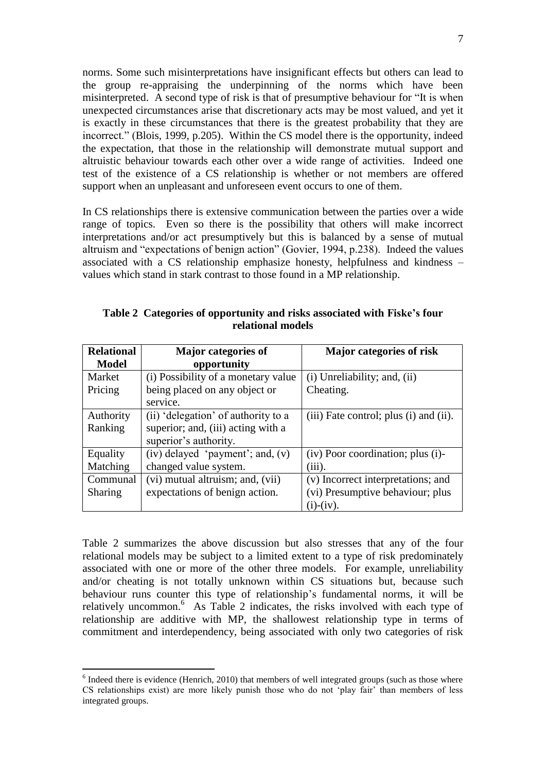norms. Some such misinterpretations have insignificant effects but others can lead to the group re-appraising the underpinning of the norms which have been misinterpreted. A second type of risk is that of presumptive behaviour for "It is when unexpected circumstances arise that discretionary acts may be most valued, and yet it is exactly in these circumstances that there is the greatest probability that they are incorrect." (Blois, 1999, p.205). Within the CS model there is the opportunity, indeed the expectation, that those in the relationship will demonstrate mutual support and altruistic behaviour towards each other over a wide range of activities. Indeed one test of the existence of a CS relationship is whether or not members are offered support when an unpleasant and unforeseen event occurs to one of them.

In CS relationships there is extensive communication between the parties over a wide range of topics. Even so there is the possibility that others will make incorrect interpretations and/or act presumptively but this is balanced by a sense of mutual altruism and "expectations of benign action" (Govier, 1994, p.238). Indeed the values associated with a CS relationship emphasize honesty, helpfulness and kindness – values which stand in stark contrast to those found in a MP relationship.

**Table 2 Categories of opportunity and risks associated with Fiske's four relational models**

| Relational Model | Major categories of opportunity | Major categories of risk |
|---|---|---|
| Market Pricing | (i) Possibility of a monetary value being placed on any object or service. | (i) Unreliability; and, (ii) Cheating. |
| Authority Ranking | (ii) 'delegation' of authority to a superior; and, (iii) acting with a superior's authority. | (iii) Fate control; plus (i) and (ii). |
| Equality Matching | (iv) delayed 'payment'; and, (v) changed value system. | (iv) Poor coordination; plus (i)-(iii). |
| Communal Sharing | (vi) mutual altruism; and, (vii) expectations of benign action. | (v) Incorrect interpretations; and (vi) Presumptive behaviour; plus (i)-(iv). |

Table 2 summarizes the above discussion but also stresses that any of the four relational models may be subject to a limited extent to a type of risk predominately associated with one or more of the other three models. For example, unreliability and/or cheating is not totally unknown within CS situations but, because such behaviour runs counter this type of relationship's fundamental norms, it will be relatively uncommon.[6] As Table 2 indicates, the risks involved with each type of relationship are additive with MP, the shallowest relationship type in terms of commitment and interdependency, being associated with only two categories of risk

[6] Indeed there is evidence (Henrich, 2010) that members of well integrated groups (such as those where CS relationships exist) are more likely punish those who do not 'play fair' than members of less integrated groups.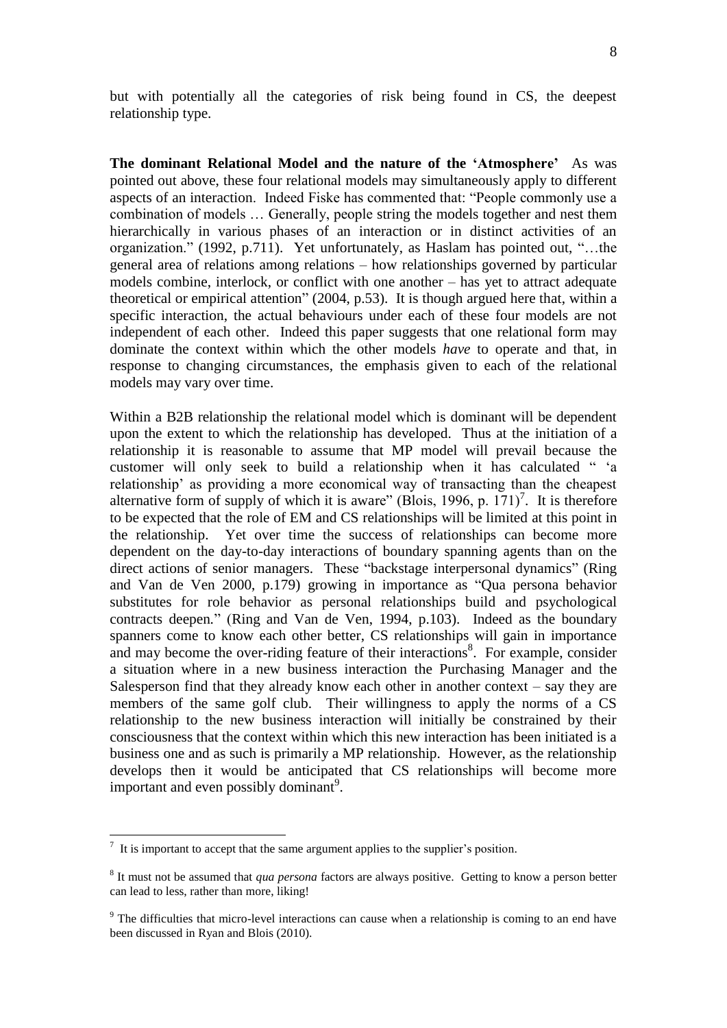but with potentially all the categories of risk being found in CS, the deepest relationship type.

**The dominant Relational Model and the nature of the 'Atmosphere'** As was pointed out above, these four relational models may simultaneously apply to different aspects of an interaction. Indeed Fiske has commented that: "People commonly use a combination of models … Generally, people string the models together and nest them hierarchically in various phases of an interaction or in distinct activities of an organization." (1992, p.711). Yet unfortunately, as Haslam has pointed out, "…the general area of relations among relations – how relationships governed by particular models combine, interlock, or conflict with one another – has yet to attract adequate theoretical or empirical attention" (2004, p.53). It is though argued here that, within a specific interaction, the actual behaviours under each of these four models are not independent of each other. Indeed this paper suggests that one relational form may dominate the context within which the other models *have* to operate and that, in response to changing circumstances, the emphasis given to each of the relational models may vary over time.

Within a B2B relationship the relational model which is dominant will be dependent upon the extent to which the relationship has developed. Thus at the initiation of a relationship it is reasonable to assume that MP model will prevail because the customer will only seek to build a relationship when it has calculated " 'a relationship' as providing a more economical way of transacting than the cheapest alternative form of supply of which it is aware" (Blois, 1996, p. 171)[7]. It is therefore to be expected that the role of EM and CS relationships will be limited at this point in the relationship. Yet over time the success of relationships can become more dependent on the day-to-day interactions of boundary spanning agents than on the direct actions of senior managers. These "backstage interpersonal dynamics" (Ring and Van de Ven 2000, p.179) growing in importance as "Qua persona behavior substitutes for role behavior as personal relationships build and psychological contracts deepen." (Ring and Van de Ven, 1994, p.103). Indeed as the boundary spanners come to know each other better, CS relationships will gain in importance and may become the over-riding feature of their interactions[8]. For example, consider a situation where in a new business interaction the Purchasing Manager and the Salesperson find that they already know each other in another context – say they are members of the same golf club. Their willingness to apply the norms of a CS relationship to the new business interaction will initially be constrained by their consciousness that the context within which this new interaction has been initiated is a business one and as such is primarily a MP relationship. However, as the relationship develops then it would be anticipated that CS relationships will become more important and even possibly dominant[9].

---

[7] It is important to accept that the same argument applies to the supplier's position.

[8] It must not be assumed that *qua persona* factors are always positive. Getting to know a person better can lead to less, rather than more, liking!

[9] The difficulties that micro-level interactions can cause when a relationship is coming to an end have been discussed in Ryan and Blois (2010).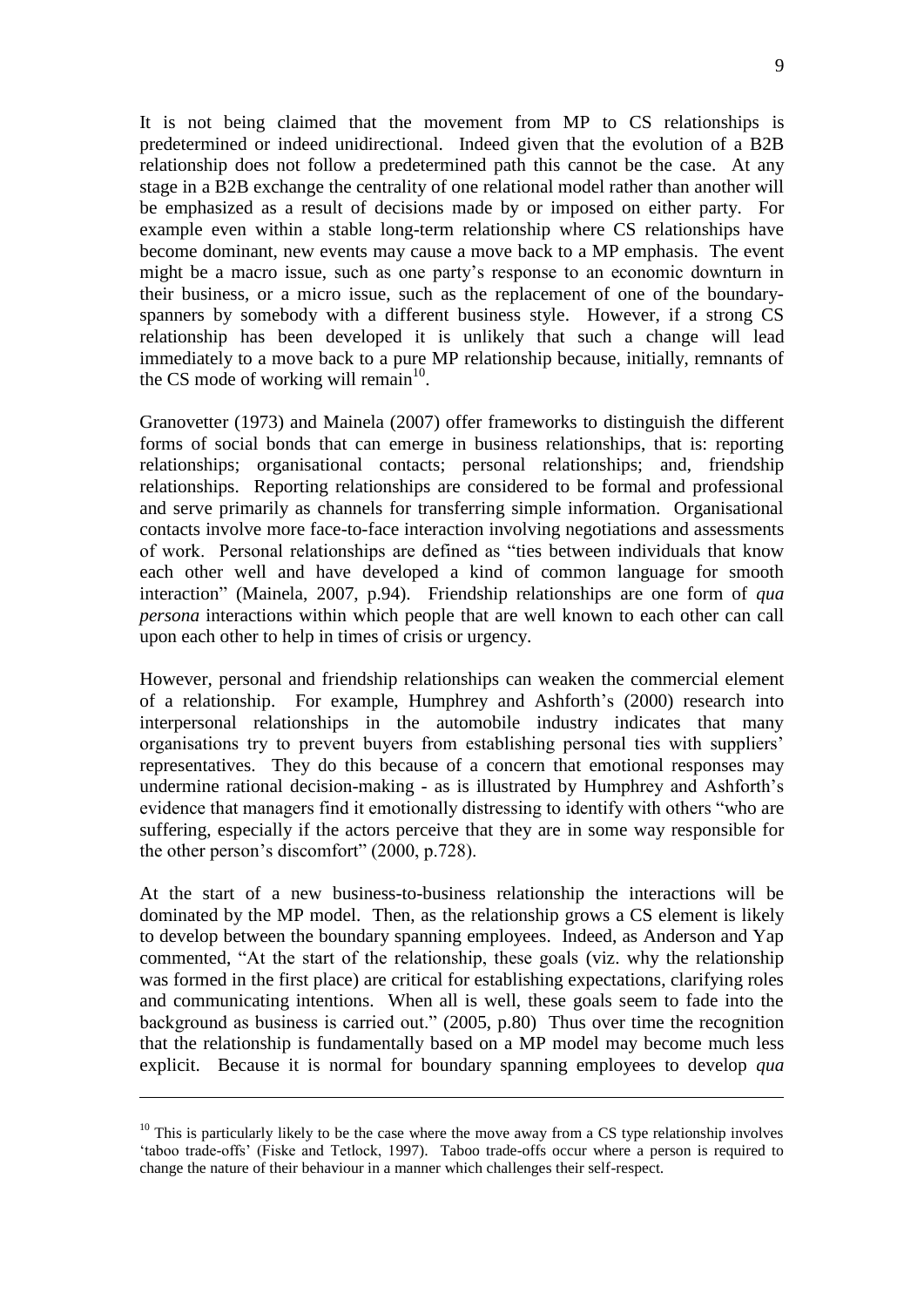It is not being claimed that the movement from MP to CS relationships is predetermined or indeed unidirectional. Indeed given that the evolution of a B2B relationship does not follow a predetermined path this cannot be the case. At any stage in a B2B exchange the centrality of one relational model rather than another will be emphasized as a result of decisions made by or imposed on either party. For example even within a stable long-term relationship where CS relationships have become dominant, new events may cause a move back to a MP emphasis. The event might be a macro issue, such as one party's response to an economic downturn in their business, or a micro issue, such as the replacement of one of the boundary-spanners by somebody with a different business style. However, if a strong CS relationship has been developed it is unlikely that such a change will lead immediately to a move back to a pure MP relationship because, initially, remnants of the CS mode of working will remain[10].

Granovetter (1973) and Mainela (2007) offer frameworks to distinguish the different forms of social bonds that can emerge in business relationships, that is: reporting relationships; organisational contacts; personal relationships; and, friendship relationships. Reporting relationships are considered to be formal and professional and serve primarily as channels for transferring simple information. Organisational contacts involve more face-to-face interaction involving negotiations and assessments of work. Personal relationships are defined as "ties between individuals that know each other well and have developed a kind of common language for smooth interaction" (Mainela, 2007, p.94). Friendship relationships are one form of *qua persona* interactions within which people that are well known to each other can call upon each other to help in times of crisis or urgency.

However, personal and friendship relationships can weaken the commercial element of a relationship. For example, Humphrey and Ashforth's (2000) research into interpersonal relationships in the automobile industry indicates that many organisations try to prevent buyers from establishing personal ties with suppliers' representatives. They do this because of a concern that emotional responses may undermine rational decision-making - as is illustrated by Humphrey and Ashforth's evidence that managers find it emotionally distressing to identify with others "who are suffering, especially if the actors perceive that they are in some way responsible for the other person's discomfort" (2000, p.728).

At the start of a new business-to-business relationship the interactions will be dominated by the MP model. Then, as the relationship grows a CS element is likely to develop between the boundary spanning employees. Indeed, as Anderson and Yap commented, "At the start of the relationship, these goals (viz. why the relationship was formed in the first place) are critical for establishing expectations, clarifying roles and communicating intentions. When all is well, these goals seem to fade into the background as business is carried out." (2005, p.80) Thus over time the recognition that the relationship is fundamentally based on a MP model may become much less explicit. Because it is normal for boundary spanning employees to develop *qua*

---

[10] This is particularly likely to be the case where the move away from a CS type relationship involves 'taboo trade-offs' (Fiske and Tetlock, 1997). Taboo trade-offs occur where a person is required to change the nature of their behaviour in a manner which challenges their self-respect.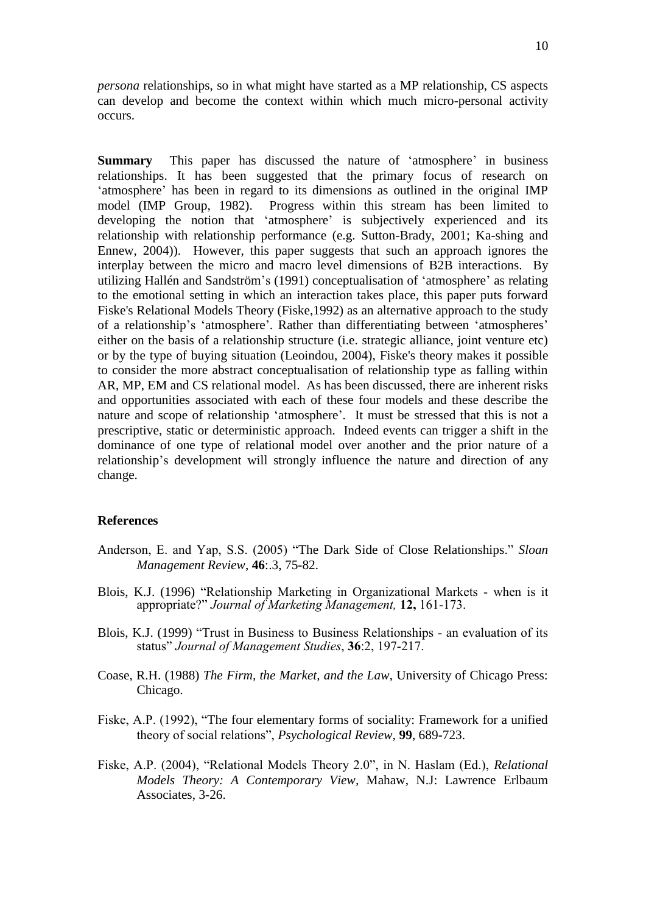*persona* relationships, so in what might have started as a MP relationship, CS aspects can develop and become the context within which much micro-personal activity occurs.

**Summary** This paper has discussed the nature of 'atmosphere' in business relationships. It has been suggested that the primary focus of research on 'atmosphere' has been in regard to its dimensions as outlined in the original IMP model (IMP Group, 1982). Progress within this stream has been limited to developing the notion that 'atmosphere' is subjectively experienced and its relationship with relationship performance (e.g. Sutton-Brady, 2001; Ka-shing and Ennew, 2004)). However, this paper suggests that such an approach ignores the interplay between the micro and macro level dimensions of B2B interactions. By utilizing Hallén and Sandström's (1991) conceptualisation of 'atmosphere' as relating to the emotional setting in which an interaction takes place, this paper puts forward Fiske's Relational Models Theory (Fiske,1992) as an alternative approach to the study of a relationship's 'atmosphere'. Rather than differentiating between 'atmospheres' either on the basis of a relationship structure (i.e. strategic alliance, joint venture etc) or by the type of buying situation (Leoindou, 2004), Fiske's theory makes it possible to consider the more abstract conceptualisation of relationship type as falling within AR, MP, EM and CS relational model. As has been discussed, there are inherent risks and opportunities associated with each of these four models and these describe the nature and scope of relationship 'atmosphere'. It must be stressed that this is not a prescriptive, static or deterministic approach. Indeed events can trigger a shift in the dominance of one type of relational model over another and the prior nature of a relationship's development will strongly influence the nature and direction of any change.

## References

Anderson, E. and Yap, S.S. (2005) "The Dark Side of Close Relationships." *Sloan Management Review*, **46**:.3, 75-82.

Blois, K.J. (1996) "Relationship Marketing in Organizational Markets - when is it appropriate?" *Journal of Marketing Management,* **12,** 161-173.

Blois, K.J. (1999) "Trust in Business to Business Relationships - an evaluation of its status" *Journal of Management Studies*, **36**:2, 197-217.

Coase, R.H. (1988) *The Firm, the Market, and the Law*, University of Chicago Press: Chicago.

Fiske, A.P. (1992), "The four elementary forms of sociality: Framework for a unified theory of social relations", *Psychological Review*, **99**, 689-723.

Fiske, A.P. (2004), "Relational Models Theory 2.0", in N. Haslam (Ed.), *Relational Models Theory: A Contemporary View*, Mahaw, N.J: Lawrence Erlbaum Associates, 3-26.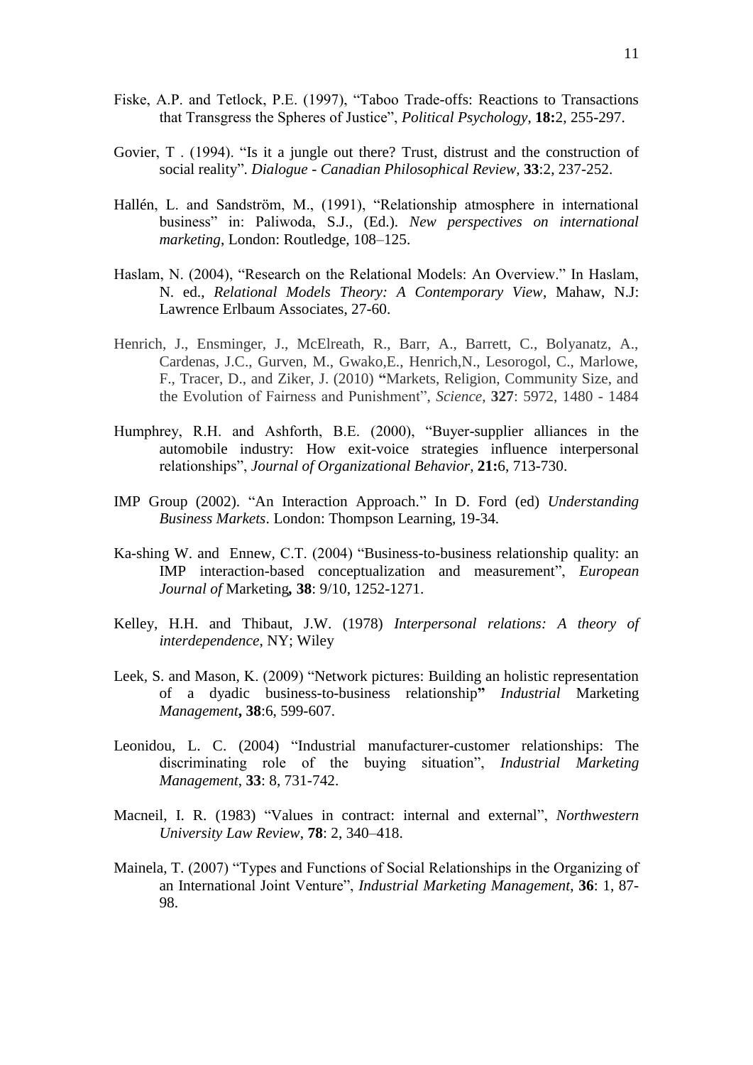Fiske, A.P. and Tetlock, P.E. (1997), "Taboo Trade-offs: Reactions to Transactions that Transgress the Spheres of Justice", *Political Psychology*, **18:**2, 255-297.

Govier, T . (1994). "Is it a jungle out there? Trust, distrust and the construction of social reality". *Dialogue - Canadian Philosophical Review,* **33**:2, 237-252.

Hallén, L. and Sandström, M., (1991), "Relationship atmosphere in international business" in: Paliwoda, S.J., (Ed.). *New perspectives on international marketing*, London: Routledge, 108–125.

Haslam, N. (2004), "Research on the Relational Models: An Overview." In Haslam, N. ed., *Relational Models Theory: A Contemporary View*, Mahaw, N.J: Lawrence Erlbaum Associates, 27-60.

Henrich, J., Ensminger, J., McElreath, R., Barr, A., Barrett, C., Bolyanatz, A., Cardenas, J.C., Gurven, M., Gwako,E., Henrich,N., Lesorogol, C., Marlowe, F., Tracer, D., and Ziker, J. (2010) **"**Markets, Religion, Community Size, and the Evolution of Fairness and Punishment", *Science*, **327**: 5972, 1480 - 1484

Humphrey, R.H. and Ashforth, B.E. (2000), "Buyer-supplier alliances in the automobile industry: How exit-voice strategies influence interpersonal relationships", *Journal of Organizational Behavior*, **21:**6, 713-730.

IMP Group (2002). "An Interaction Approach." In D. Ford (ed) *Understanding Business Markets*. London: Thompson Learning, 19-34.

Ka-shing W. and Ennew, C.T. (2004) "Business-to-business relationship quality: an IMP interaction-based conceptualization and measurement", *European Journal of* Marketing***,*** **38**: 9/10, 1252-1271.

Kelley, H.H. and Thibaut, J.W. (1978) *Interpersonal relations: A theory of interdependence*, NY; Wiley

Leek, S. and Mason, K. (2009) "Network pictures: Building an holistic representation of a dyadic business-to-business relationship**"** *Industrial* Marketing *Management***,** **38**:6, 599-607.

Leonidou, L. C. (2004) "Industrial manufacturer-customer relationships: The discriminating role of the buying situation", *Industrial Marketing Management*, **33**: 8, 731-742.

Macneil, I. R. (1983) "Values in contract: internal and external", *Northwestern University Law Review*, **78**: 2, 340–418.

Mainela, T. (2007) "Types and Functions of Social Relationships in the Organizing of an International Joint Venture", *Industrial Marketing Management*, **36**: 1, 87-98.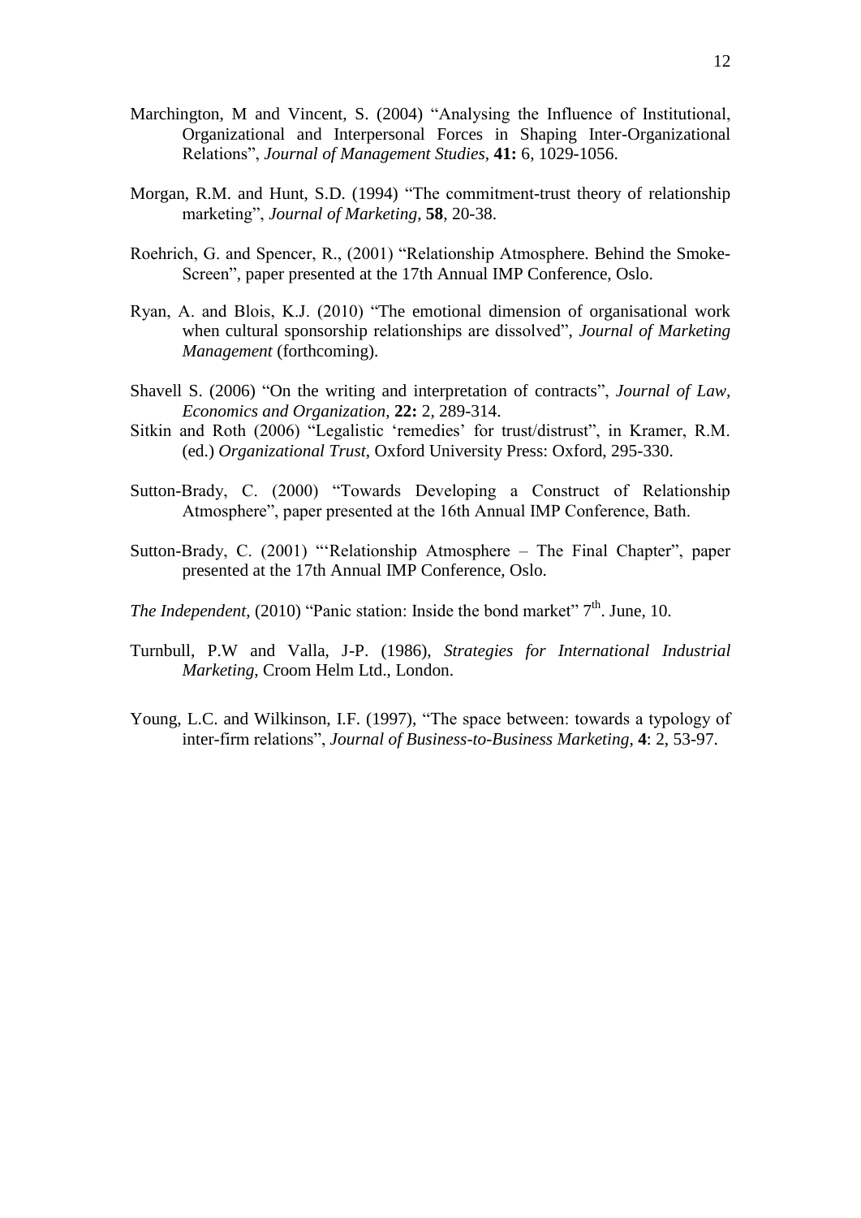Marchington, M and Vincent, S. (2004) "Analysing the Influence of Institutional, Organizational and Interpersonal Forces in Shaping Inter-Organizational Relations", *Journal of Management Studies*, **41:** 6, 1029-1056.

Morgan, R.M. and Hunt, S.D. (1994) "The commitment-trust theory of relationship marketing", *Journal of Marketing*, **58**, 20-38.

Roehrich, G. and Spencer, R., (2001) "Relationship Atmosphere. Behind the Smoke-Screen", paper presented at the 17th Annual IMP Conference, Oslo.

Ryan, A. and Blois, K.J. (2010) "The emotional dimension of organisational work when cultural sponsorship relationships are dissolved", *Journal of Marketing Management* (forthcoming).

Shavell S. (2006) "On the writing and interpretation of contracts", *Journal of Law, Economics and Organization*, **22:** 2, 289-314.

Sitkin and Roth (2006) "Legalistic 'remedies' for trust/distrust", in Kramer, R.M. (ed.) *Organizational Trust*, Oxford University Press: Oxford, 295-330.

Sutton-Brady, C. (2000) "Towards Developing a Construct of Relationship Atmosphere", paper presented at the 16th Annual IMP Conference, Bath.

Sutton-Brady, C. (2001) "'Relationship Atmosphere – The Final Chapter", paper presented at the 17th Annual IMP Conference, Oslo.

*The Independent*, (2010) "Panic station: Inside the bond market" 7th. June, 10.

Turnbull, P.W and Valla, J-P. (1986), *Strategies for International Industrial Marketing,* Croom Helm Ltd., London.

Young, L.C. and Wilkinson, I.F. (1997), "The space between: towards a typology of inter-firm relations", *Journal of Business-to-Business Marketing*, **4**: 2, 53-97.